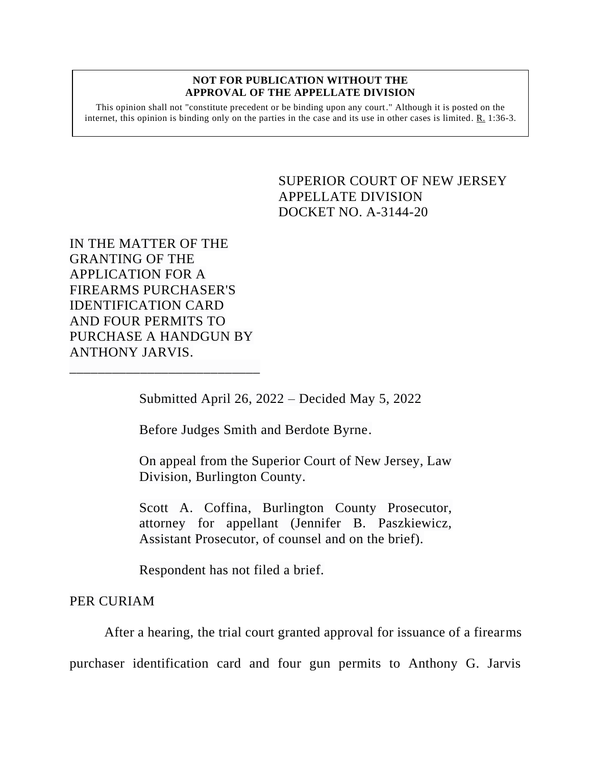**NOT FOR PUBLICATION WITHOUT THE APPROVAL OF THE APPELLATE DIVISION**

This opinion shall not "constitute precedent or be binding upon any court." Although it is posted on the internet, this opinion is binding only on the parties in the case and its use in other cases is limited. R. 1:36-3.

SUPERIOR COURT OF NEW JERSEY
APPELLATE DIVISION
DOCKET NO. A-3144-20

IN THE MATTER OF THE GRANTING OF THE APPLICATION FOR A FIREARMS PURCHASER'S IDENTIFICATION CARD AND FOUR PERMITS TO PURCHASE A HANDGUN BY ANTHONY JARVIS.

Submitted April 26, 2022 – Decided May 5, 2022

Before Judges Smith and Berdote Byrne.

On appeal from the Superior Court of New Jersey, Law Division, Burlington County.

Scott A. Coffina, Burlington County Prosecutor, attorney for appellant (Jennifer B. Paszkiewicz, Assistant Prosecutor, of counsel and on the brief).

Respondent has not filed a brief.

PER CURIAM

After a hearing, the trial court granted approval for issuance of a firearms purchaser identification card and four gun permits to Anthony G. Jarvis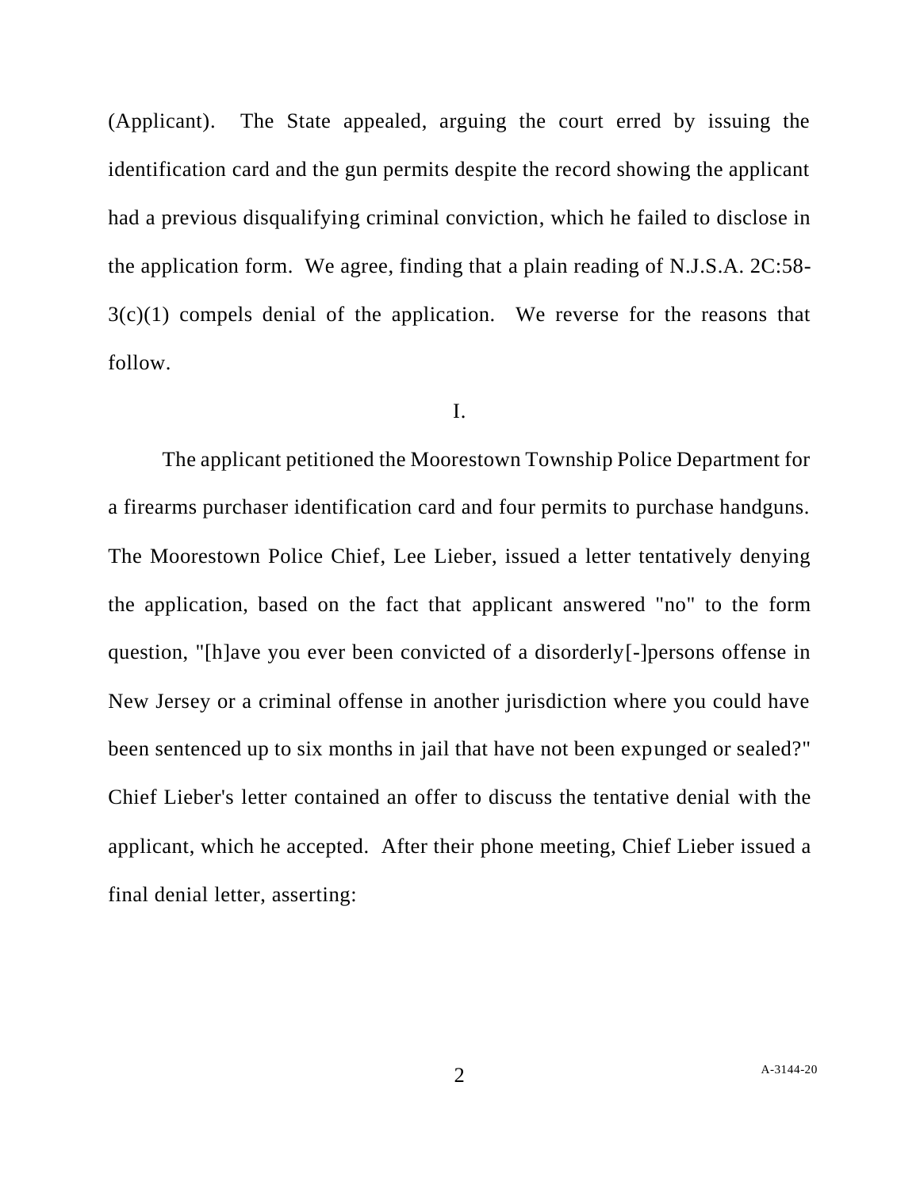(Applicant). The State appealed, arguing the court erred by issuing the identification card and the gun permits despite the record showing the applicant had a previous disqualifying criminal conviction, which he failed to disclose in the application form. We agree, finding that a plain reading of N.J.S.A. 2C:58-3(c)(1) compels denial of the application. We reverse for the reasons that follow.

I.

The applicant petitioned the Moorestown Township Police Department for a firearms purchaser identification card and four permits to purchase handguns. The Moorestown Police Chief, Lee Lieber, issued a letter tentatively denying the application, based on the fact that applicant answered "no" to the form question, "[h]ave you ever been convicted of a disorderly[-]persons offense in New Jersey or a criminal offense in another jurisdiction where you could have been sentenced up to six months in jail that have not been expunged or sealed?" Chief Lieber's letter contained an offer to discuss the tentative denial with the applicant, which he accepted. After their phone meeting, Chief Lieber issued a final denial letter, asserting: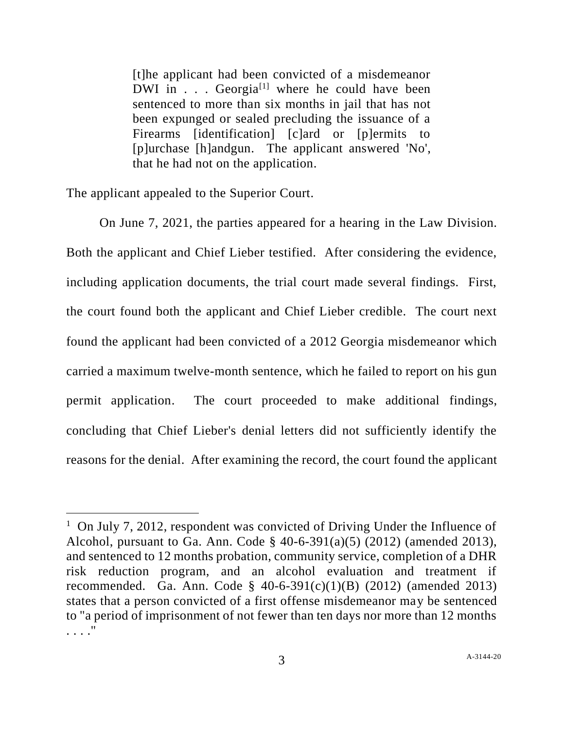> [t]he applicant had been convicted of a misdemeanor DWI in . . . Georgia[1] where he could have been sentenced to more than six months in jail that has not been expunged or sealed precluding the issuance of a Firearms [identification] [c]ard or [p]ermits to [p]urchase [h]andgun. The applicant answered 'No', that he had not on the application.

The applicant appealed to the Superior Court.

On June 7, 2021, the parties appeared for a hearing in the Law Division. Both the applicant and Chief Lieber testified. After considering the evidence, including application documents, the trial court made several findings. First, the court found both the applicant and Chief Lieber credible. The court next found the applicant had been convicted of a 2012 Georgia misdemeanor which carried a maximum twelve-month sentence, which he failed to report on his gun permit application. The court proceeded to make additional findings, concluding that Chief Lieber's denial letters did not sufficiently identify the reasons for the denial. After examining the record, the court found the applicant

---

[1] On July 7, 2012, respondent was convicted of Driving Under the Influence of Alcohol, pursuant to Ga. Ann. Code § 40-6-391(a)(5) (2012) (amended 2013), and sentenced to 12 months probation, community service, completion of a DHR risk reduction program, and an alcohol evaluation and treatment if recommended. Ga. Ann. Code § 40-6-391(c)(1)(B) (2012) (amended 2013) states that a person convicted of a first offense misdemeanor may be sentenced to "a period of imprisonment of not fewer than ten days nor more than 12 months . . . ."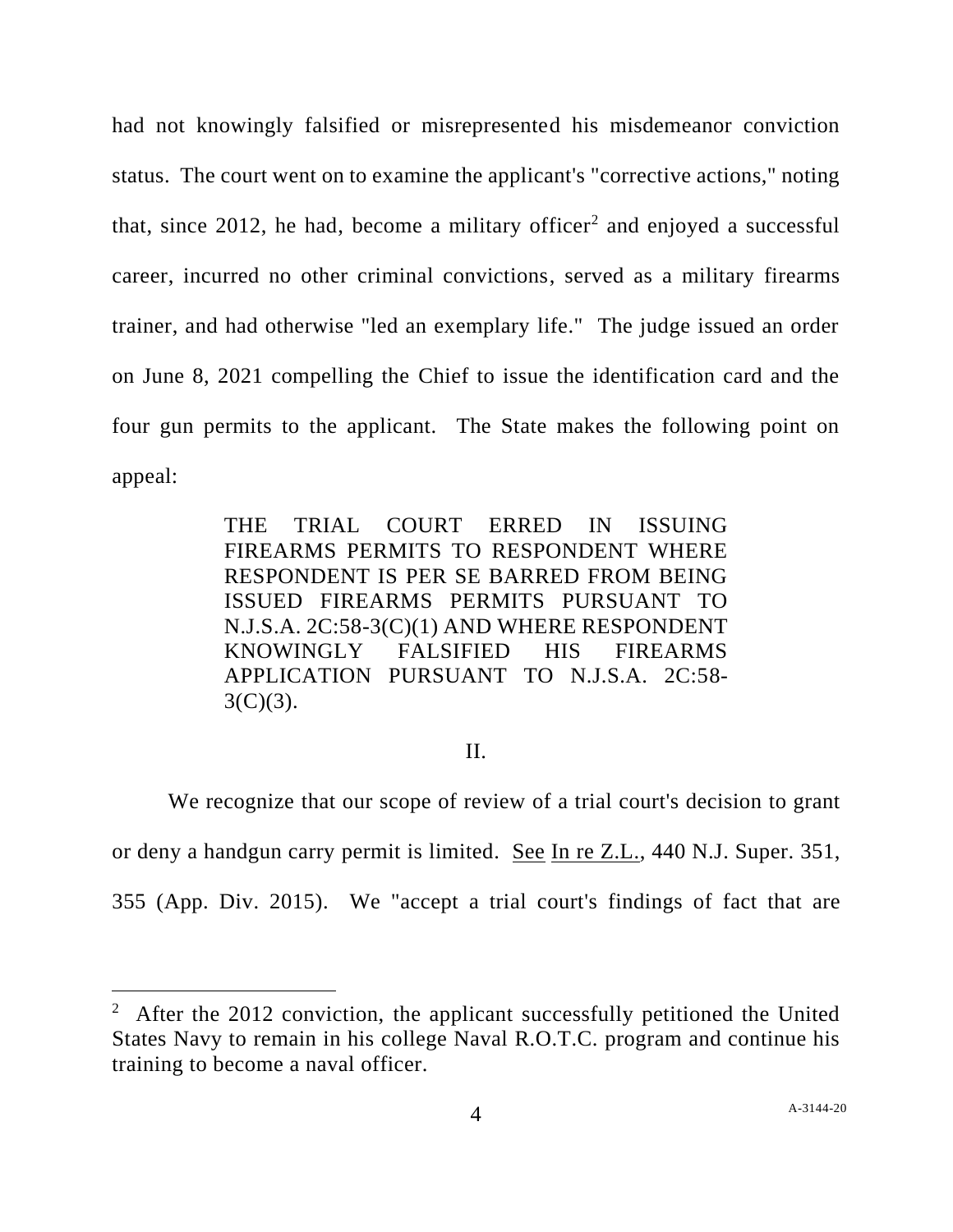had not knowingly falsified or misrepresented his misdemeanor conviction status. The court went on to examine the applicant's "corrective actions," noting that, since 2012, he had, become a military officer[2] and enjoyed a successful career, incurred no other criminal convictions, served as a military firearms trainer, and had otherwise "led an exemplary life." The judge issued an order on June 8, 2021 compelling the Chief to issue the identification card and the four gun permits to the applicant. The State makes the following point on appeal:

> THE TRIAL COURT ERRED IN ISSUING FIREARMS PERMITS TO RESPONDENT WHERE RESPONDENT IS PER SE BARRED FROM BEING ISSUED FIREARMS PERMITS PURSUANT TO N.J.S.A. 2C:58-3(C)(1) AND WHERE RESPONDENT KNOWINGLY FALSIFIED HIS FIREARMS APPLICATION PURSUANT TO N.J.S.A. 2C:58-3(C)(3).

## II.

We recognize that our scope of review of a trial court's decision to grant or deny a handgun carry permit is limited. See In re Z.L., 440 N.J. Super. 351, 355 (App. Div. 2015). We "accept a trial court's findings of fact that are

---

[2] After the 2012 conviction, the applicant successfully petitioned the United States Navy to remain in his college Naval R.O.T.C. program and continue his training to become a naval officer.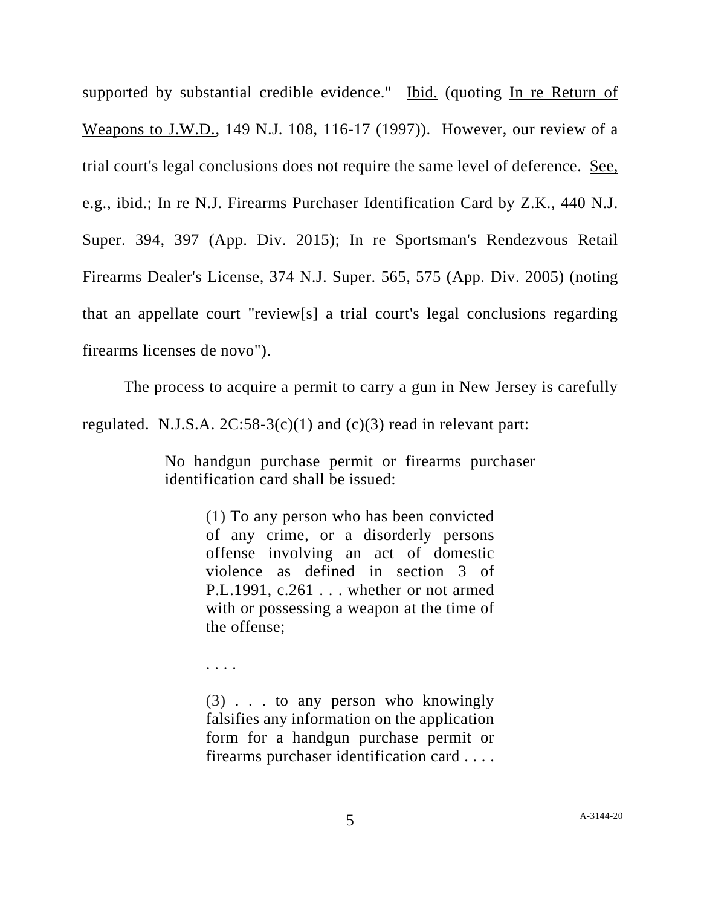supported by substantial credible evidence." Ibid. (quoting In re Return of Weapons to J.W.D., 149 N.J. 108, 116-17 (1997)). However, our review of a trial court's legal conclusions does not require the same level of deference. See, e.g., ibid.; In re N.J. Firearms Purchaser Identification Card by Z.K., 440 N.J. Super. 394, 397 (App. Div. 2015); In re Sportsman's Rendezvous Retail Firearms Dealer's License, 374 N.J. Super. 565, 575 (App. Div. 2005) (noting that an appellate court "review[s] a trial court's legal conclusions regarding firearms licenses de novo").

The process to acquire a permit to carry a gun in New Jersey is carefully regulated. N.J.S.A. 2C:58-3(c)(1) and (c)(3) read in relevant part:

> No handgun purchase permit or firearms purchaser identification card shall be issued:
>
> > (1) To any person who has been convicted of any crime, or a disorderly persons offense involving an act of domestic violence as defined in section 3 of P.L.1991, c.261 . . . whether or not armed with or possessing a weapon at the time of the offense;
> >
> > . . . .
> >
> > (3) . . . to any person who knowingly falsifies any information on the application form for a handgun purchase permit or firearms purchaser identification card . . . .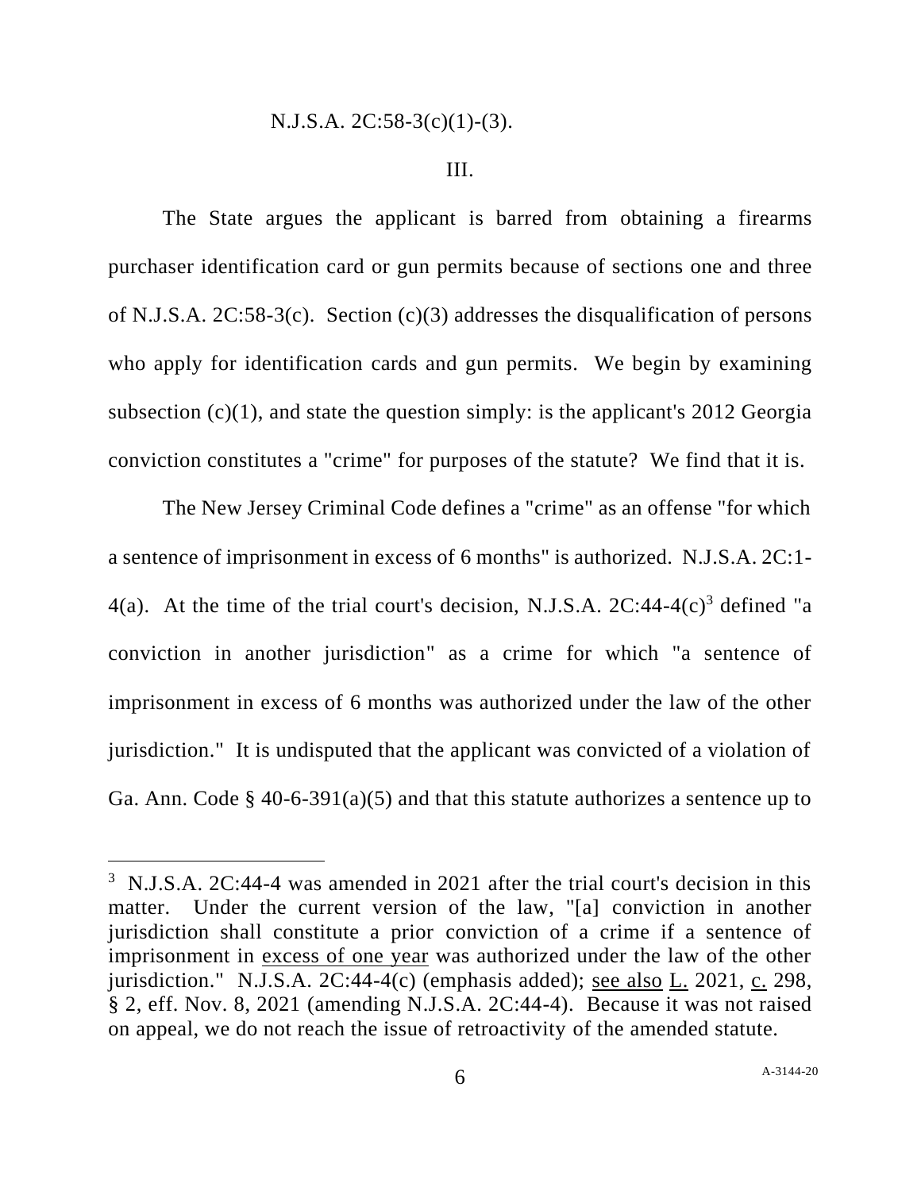N.J.S.A. 2C:58-3(c)(1)-(3).

III.

The State argues the applicant is barred from obtaining a firearms purchaser identification card or gun permits because of sections one and three of N.J.S.A. 2C:58-3(c). Section (c)(3) addresses the disqualification of persons who apply for identification cards and gun permits. We begin by examining subsection (c)(1), and state the question simply: is the applicant's 2012 Georgia conviction constitutes a "crime" for purposes of the statute? We find that it is.

The New Jersey Criminal Code defines a "crime" as an offense "for which a sentence of imprisonment in excess of 6 months" is authorized. N.J.S.A. 2C:1-4(a). At the time of the trial court's decision, N.J.S.A. 2C:44-4(c)[3] defined "a conviction in another jurisdiction" as a crime for which "a sentence of imprisonment in excess of 6 months was authorized under the law of the other jurisdiction." It is undisputed that the applicant was convicted of a violation of Ga. Ann. Code § 40-6-391(a)(5) and that this statute authorizes a sentence up to

---

[3] N.J.S.A. 2C:44-4 was amended in 2021 after the trial court's decision in this matter. Under the current version of the law, "[a] conviction in another jurisdiction shall constitute a prior conviction of a crime if a sentence of imprisonment in <u>excess of one year</u> was authorized under the law of the other jurisdiction." N.J.S.A. 2C:44-4(c) (emphasis added); <u>see also</u> <u>L.</u> 2021, <u>c.</u> 298, § 2, eff. Nov. 8, 2021 (amending N.J.S.A. 2C:44-4). Because it was not raised on appeal, we do not reach the issue of retroactivity of the amended statute.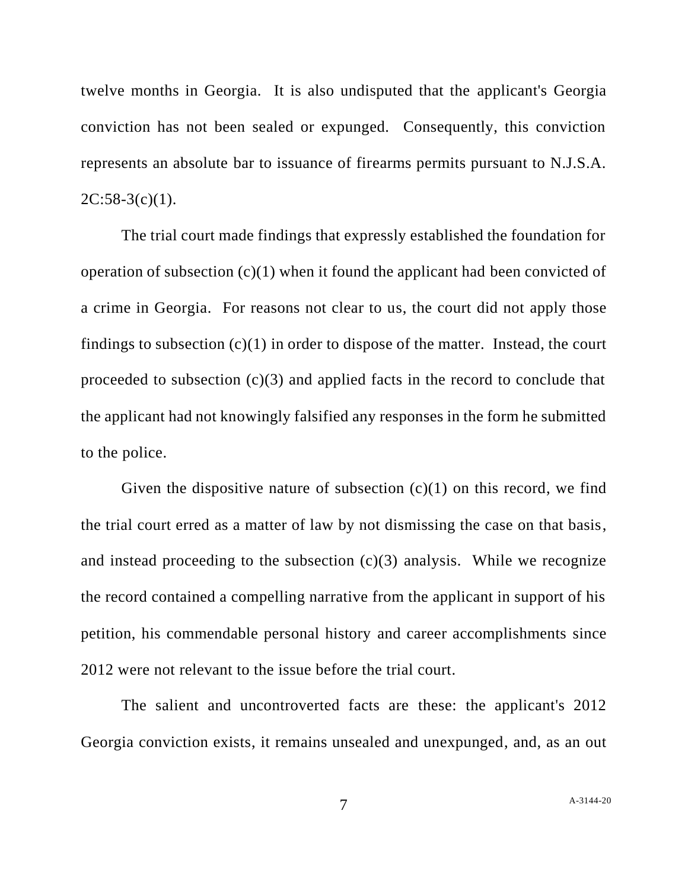twelve months in Georgia. It is also undisputed that the applicant's Georgia conviction has not been sealed or expunged. Consequently, this conviction represents an absolute bar to issuance of firearms permits pursuant to N.J.S.A. 2C:58-3(c)(1).

The trial court made findings that expressly established the foundation for operation of subsection (c)(1) when it found the applicant had been convicted of a crime in Georgia. For reasons not clear to us, the court did not apply those findings to subsection (c)(1) in order to dispose of the matter. Instead, the court proceeded to subsection (c)(3) and applied facts in the record to conclude that the applicant had not knowingly falsified any responses in the form he submitted to the police.

Given the dispositive nature of subsection (c)(1) on this record, we find the trial court erred as a matter of law by not dismissing the case on that basis, and instead proceeding to the subsection (c)(3) analysis. While we recognize the record contained a compelling narrative from the applicant in support of his petition, his commendable personal history and career accomplishments since 2012 were not relevant to the issue before the trial court.

The salient and uncontroverted facts are these: the applicant's 2012 Georgia conviction exists, it remains unsealed and unexpunged, and, as an out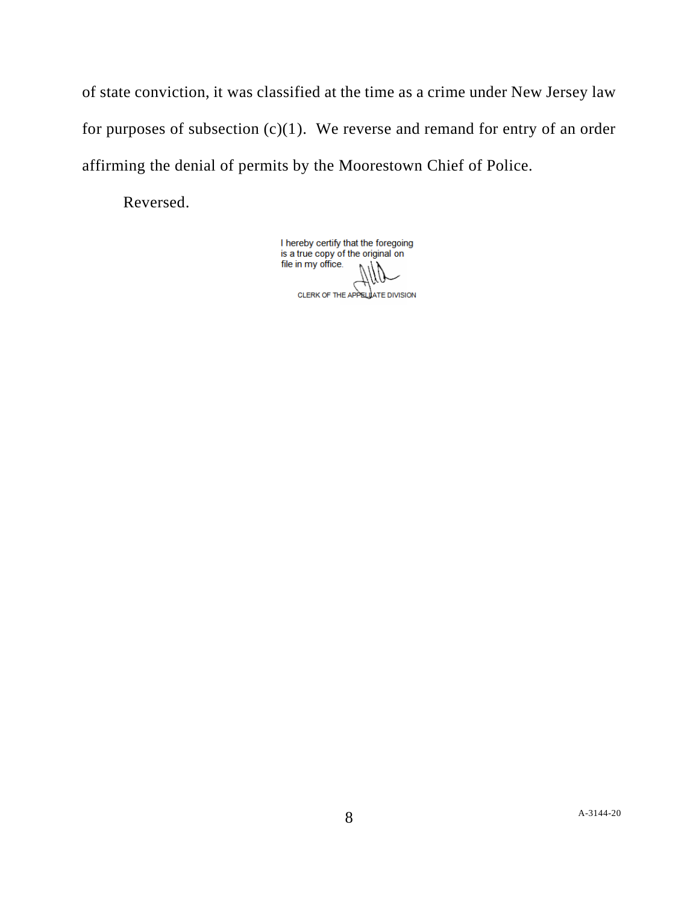of state conviction, it was classified at the time as a crime under New Jersey law for purposes of subsection (c)(1). We reverse and remand for entry of an order affirming the denial of permits by the Moorestown Chief of Police.

Reversed.

I hereby certify that the foregoing is a true copy of the original on file in my office.

CLERK OF THE APPELLATE DIVISION